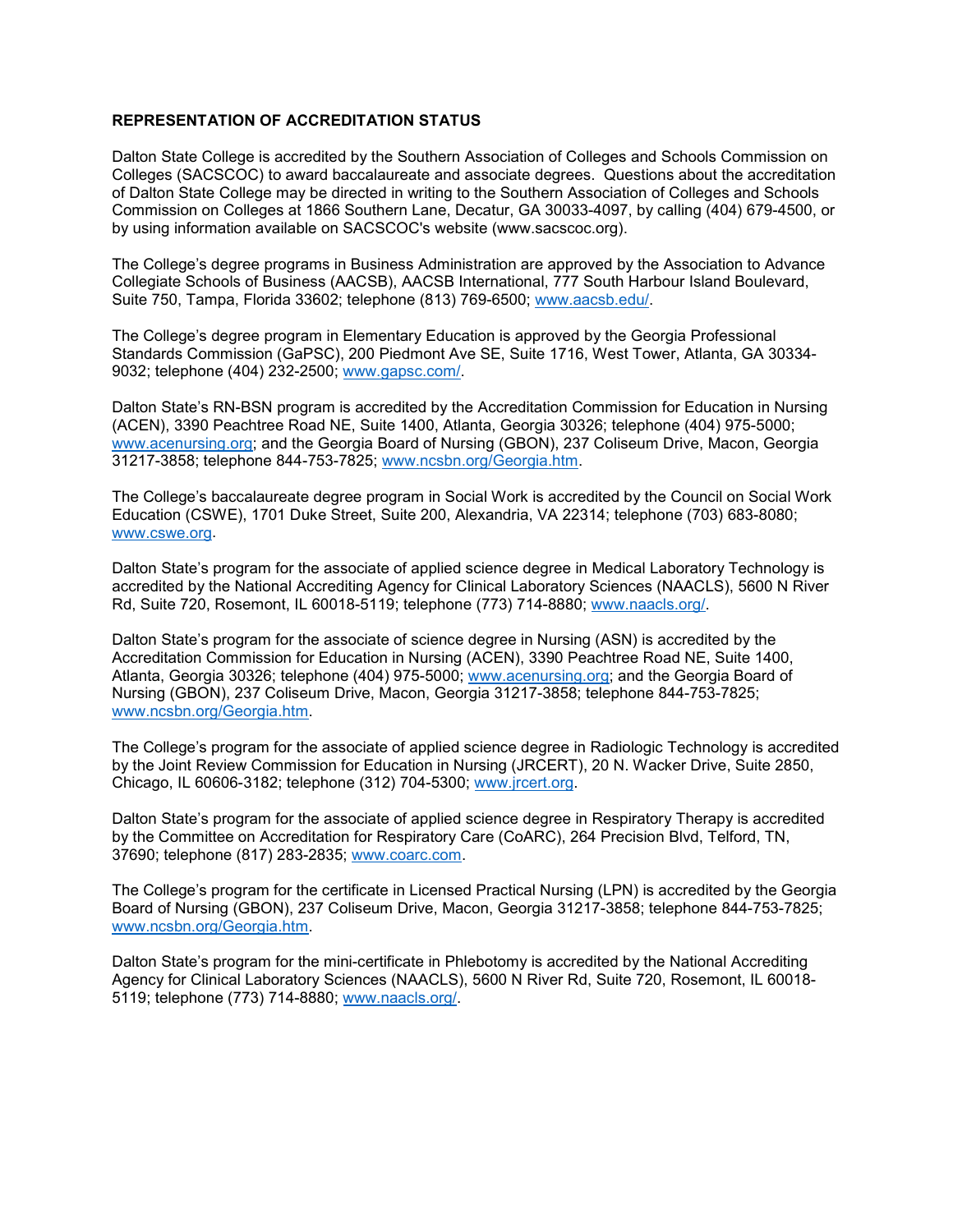**REPRESENTATION OF ACCREDITATION STATUS**

Dalton State College is accredited by the Southern Association of Colleges and Schools Commission on Colleges (SACSCOC) to award baccalaureate and associate degrees. Questions about the accreditation of Dalton State College may be directed in writing to the Southern Association of Colleges and Schools Commission on Colleges at 1866 Southern Lane, Decatur, GA 30033-4097, by calling (404) 679-4500, or by using information available on SACSCOC's website (www.sacscoc.org).

The College's degree programs in Business Administration are approved by the Association to Advance Collegiate Schools of Business (AACSB), AACSB International, 777 South Harbour Island Boulevard, Suite 750, Tampa, Florida 33602; telephone (813) 769-6500; www.aacsb.edu/.

The College's degree program in Elementary Education is approved by the Georgia Professional Standards Commission (GaPSC), 200 Piedmont Ave SE, Suite 1716, West Tower, Atlanta, GA 30334-9032; telephone (404) 232-2500; www.gapsc.com/.

Dalton State's RN-BSN program is accredited by the Accreditation Commission for Education in Nursing (ACEN), 3390 Peachtree Road NE, Suite 1400, Atlanta, Georgia 30326; telephone (404) 975-5000; www.acenursing.org; and the Georgia Board of Nursing (GBON), 237 Coliseum Drive, Macon, Georgia 31217-3858; telephone 844-753-7825; www.ncsbn.org/Georgia.htm.

The College's baccalaureate degree program in Social Work is accredited by the Council on Social Work Education (CSWE), 1701 Duke Street, Suite 200, Alexandria, VA 22314; telephone (703) 683-8080; www.cswe.org.

Dalton State's program for the associate of applied science degree in Medical Laboratory Technology is accredited by the National Accrediting Agency for Clinical Laboratory Sciences (NAACLS), 5600 N River Rd, Suite 720, Rosemont, IL 60018-5119; telephone (773) 714-8880; www.naacls.org/.

Dalton State's program for the associate of science degree in Nursing (ASN) is accredited by the Accreditation Commission for Education in Nursing (ACEN), 3390 Peachtree Road NE, Suite 1400, Atlanta, Georgia 30326; telephone (404) 975-5000; www.acenursing.org; and the Georgia Board of Nursing (GBON), 237 Coliseum Drive, Macon, Georgia 31217-3858; telephone 844-753-7825; www.ncsbn.org/Georgia.htm.

The College's program for the associate of applied science degree in Radiologic Technology is accredited by the Joint Review Commission for Education in Nursing (JRCERT), 20 N. Wacker Drive, Suite 2850, Chicago, IL 60606-3182; telephone (312) 704-5300; www.jrcert.org.

Dalton State's program for the associate of applied science degree in Respiratory Therapy is accredited by the Committee on Accreditation for Respiratory Care (CoARC), 264 Precision Blvd, Telford, TN, 37690; telephone (817) 283-2835; www.coarc.com.

The College's program for the certificate in Licensed Practical Nursing (LPN) is accredited by the Georgia Board of Nursing (GBON), 237 Coliseum Drive, Macon, Georgia 31217-3858; telephone 844-753-7825; www.ncsbn.org/Georgia.htm.

Dalton State's program for the mini-certificate in Phlebotomy is accredited by the National Accrediting Agency for Clinical Laboratory Sciences (NAACLS), 5600 N River Rd, Suite 720, Rosemont, IL 60018-5119; telephone (773) 714-8880; www.naacls.org/.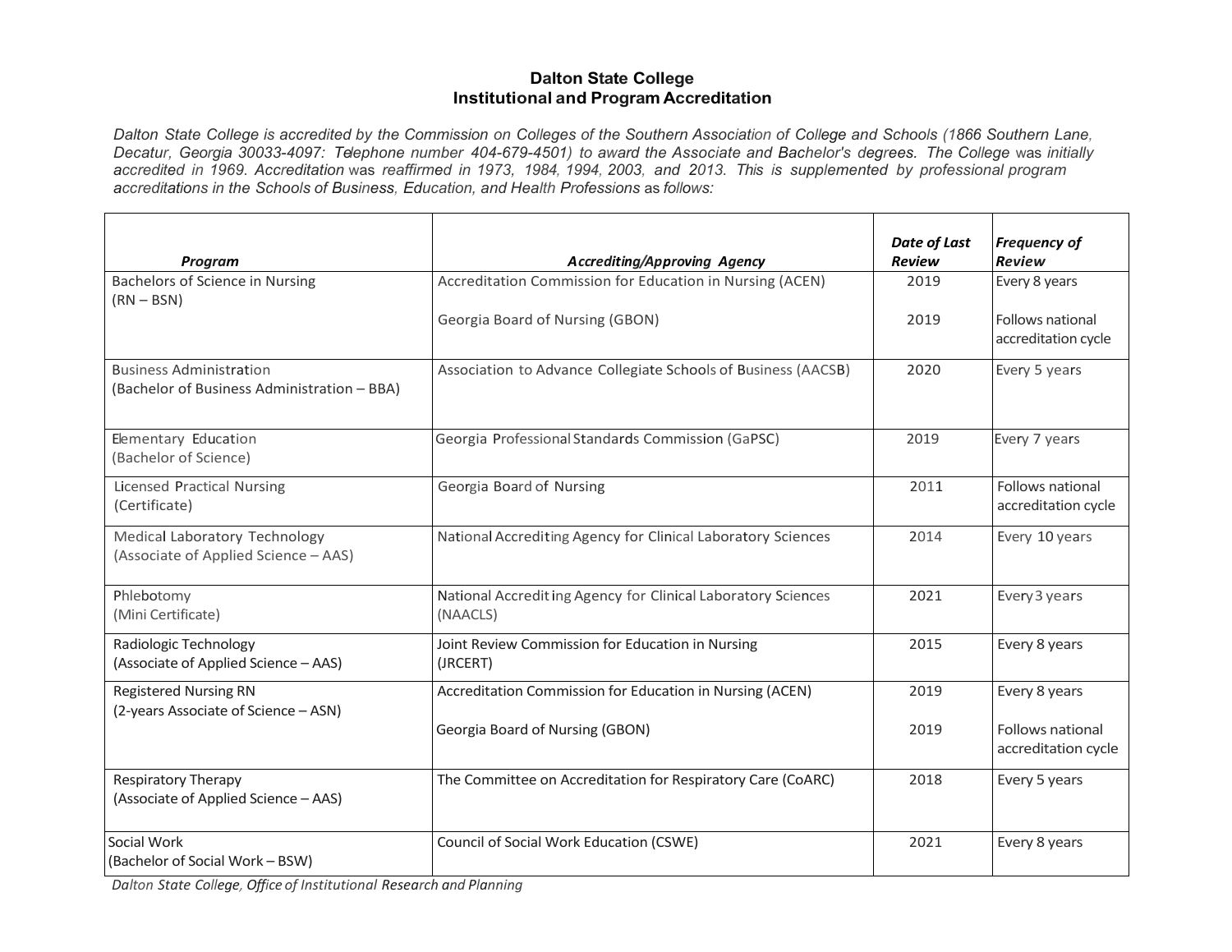# Dalton State College
## Institutional and Program Accreditation

*Dalton State College is accredited by the Commission on Colleges of the Southern Association of College and Schools (1866 Southern Lane, Decatur, Georgia 30033-4097: Telephone number 404-679-4501) to award the Associate and Bachelor's degrees. The College was initially accredited in 1969. Accreditation was reaffirmed in 1973, 1984, 1994, 2003, and 2013. This is supplemented by professional program accreditations in the Schools of Business, Education, and Health Professions as follows:*

| ***Program*** | ***Accrediting/Approving Agency*** | ***Date of Last Review*** | ***Frequency of Review*** |
|---|---|---|---|
| Bachelors of Science in Nursing (RN – BSN) | Accreditation Commission for Education in Nursing (ACEN)<br><br>Georgia Board of Nursing (GBON) | 2019<br><br>2019 | Every 8 years<br><br>Follows national accreditation cycle |
| Business Administration (Bachelor of Business Administration – BBA) | Association to Advance Collegiate Schools of Business (AACSB) | 2020 | Every 5 years |
| Elementary Education (Bachelor of Science) | Georgia Professional Standards Commission (GaPSC) | 2019 | Every 7 years |
| Licensed Practical Nursing (Certificate) | Georgia Board of Nursing | 2011 | Follows national accreditation cycle |
| Medical Laboratory Technology (Associate of Applied Science – AAS) | National Accrediting Agency for Clinical Laboratory Sciences | 2014 | Every 10 years |
| Phlebotomy (Mini Certificate) | National Accrediting Agency for Clinical Laboratory Sciences (NAACLS) | 2021 | Every 3 years |
| Radiologic Technology (Associate of Applied Science – AAS) | Joint Review Commission for Education in Nursing (JRCERT) | 2015 | Every 8 years |
| Registered Nursing RN (2-years Associate of Science – ASN) | Accreditation Commission for Education in Nursing (ACEN)<br><br>Georgia Board of Nursing (GBON) | 2019<br><br>2019 | Every 8 years<br><br>Follows national accreditation cycle |
| Respiratory Therapy (Associate of Applied Science – AAS) | The Committee on Accreditation for Respiratory Care (CoARC) | 2018 | Every 5 years |
| Social Work (Bachelor of Social Work – BSW) | Council of Social Work Education (CSWE) | 2021 | Every 8 years |

*Dalton State College, Office of Institutional Research and Planning*